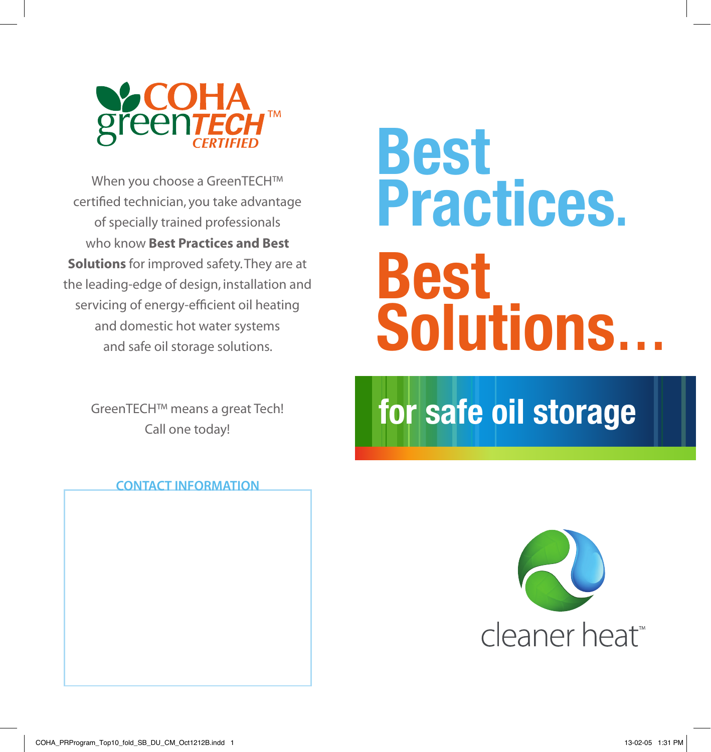COHA greenTECH™ CERTIFIED

When you choose a GreenTECH™ certified technician, you take advantage of specially trained professionals who know **Best Practices and Best Solutions** for improved safety. They are at the leading-edge of design, installation and servicing of energy-efficient oil heating and domestic hot water systems and safe oil storage solutions.

GreenTECH™ means a great Tech!
Call one today!

CONTACT INFORMATION

# Best Practices.

# Best Solutions…

## for safe oil storage

cleaner heat™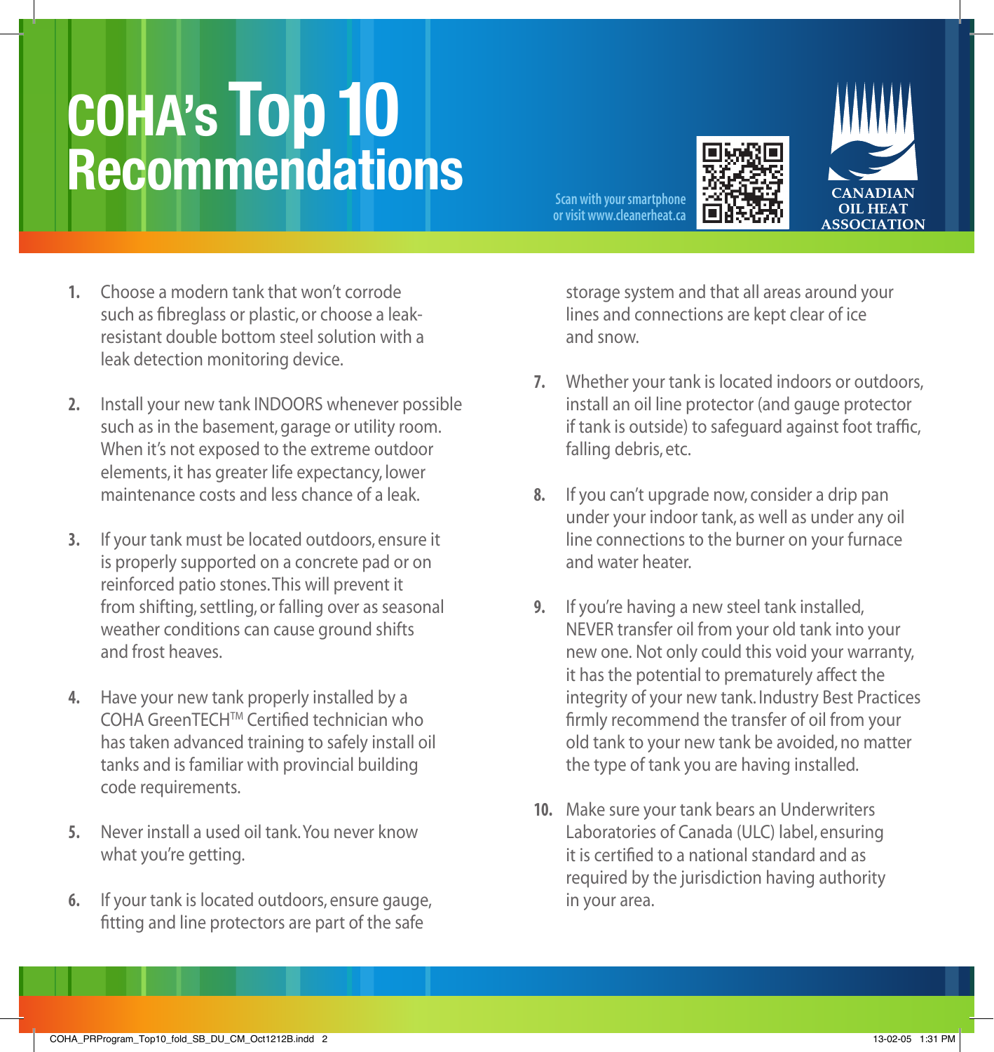# COHA's Top 10 Recommendations

Scan with your smartphone or visit www.cleanerheat.ca

CANADIAN OIL HEAT ASSOCIATION

1. Choose a modern tank that won't corrode such as fibreglass or plastic, or choose a leak-resistant double bottom steel solution with a leak detection monitoring device.

2. Install your new tank INDOORS whenever possible such as in the basement, garage or utility room. When it's not exposed to the extreme outdoor elements, it has greater life expectancy, lower maintenance costs and less chance of a leak.

3. If your tank must be located outdoors, ensure it is properly supported on a concrete pad or on reinforced patio stones. This will prevent it from shifting, settling, or falling over as seasonal weather conditions can cause ground shifts and frost heaves.

4. Have your new tank properly installed by a COHA GreenTECH™ Certified technician who has taken advanced training to safely install oil tanks and is familiar with provincial building code requirements.

5. Never install a used oil tank. You never know what you're getting.

6. If your tank is located outdoors, ensure gauge, fitting and line protectors are part of the safe storage system and that all areas around your lines and connections are kept clear of ice and snow.

7. Whether your tank is located indoors or outdoors, install an oil line protector (and gauge protector if tank is outside) to safeguard against foot traffic, falling debris, etc.

8. If you can't upgrade now, consider a drip pan under your indoor tank, as well as under any oil line connections to the burner on your furnace and water heater.

9. If you're having a new steel tank installed, NEVER transfer oil from your old tank into your new one. Not only could this void your warranty, it has the potential to prematurely affect the integrity of your new tank. Industry Best Practices firmly recommend the transfer of oil from your old tank to your new tank be avoided, no matter the type of tank you are having installed.

10. Make sure your tank bears an Underwriters Laboratories of Canada (ULC) label, ensuring it is certified to a national standard and as required by the jurisdiction having authority in your area.